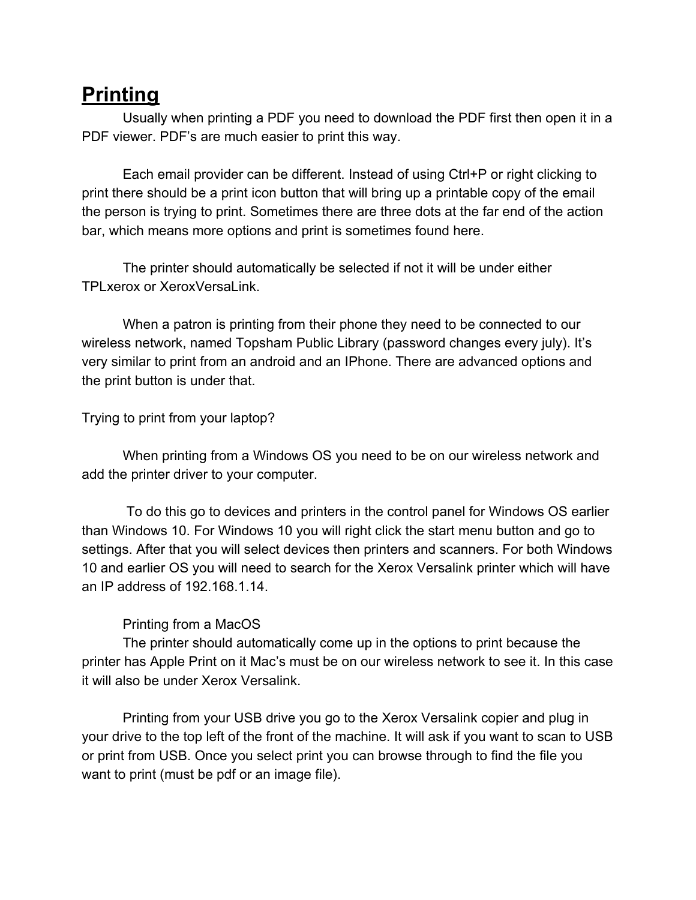# Printing

Usually when printing a PDF you need to download the PDF first then open it in a PDF viewer. PDF's are much easier to print this way.

Each email provider can be different. Instead of using Ctrl+P or right clicking to print there should be a print icon button that will bring up a printable copy of the email the person is trying to print. Sometimes there are three dots at the far end of the action bar, which means more options and print is sometimes found here.

The printer should automatically be selected if not it will be under either TPLxerox or XeroxVersaLink.

When a patron is printing from their phone they need to be connected to our wireless network, named Topsham Public Library (password changes every july). It's very similar to print from an android and an IPhone. There are advanced options and the print button is under that.

Trying to print from your laptop?

When printing from a Windows OS you need to be on our wireless network and add the printer driver to your computer.

To do this go to devices and printers in the control panel for Windows OS earlier than Windows 10. For Windows 10 you will right click the start menu button and go to settings. After that you will select devices then printers and scanners. For both Windows 10 and earlier OS you will need to search for the Xerox Versalink printer which will have an IP address of 192.168.1.14.

Printing from a MacOS

The printer should automatically come up in the options to print because the printer has Apple Print on it Mac's must be on our wireless network to see it. In this case it will also be under Xerox Versalink.

Printing from your USB drive you go to the Xerox Versalink copier and plug in your drive to the top left of the front of the machine. It will ask if you want to scan to USB or print from USB. Once you select print you can browse through to find the file you want to print (must be pdf or an image file).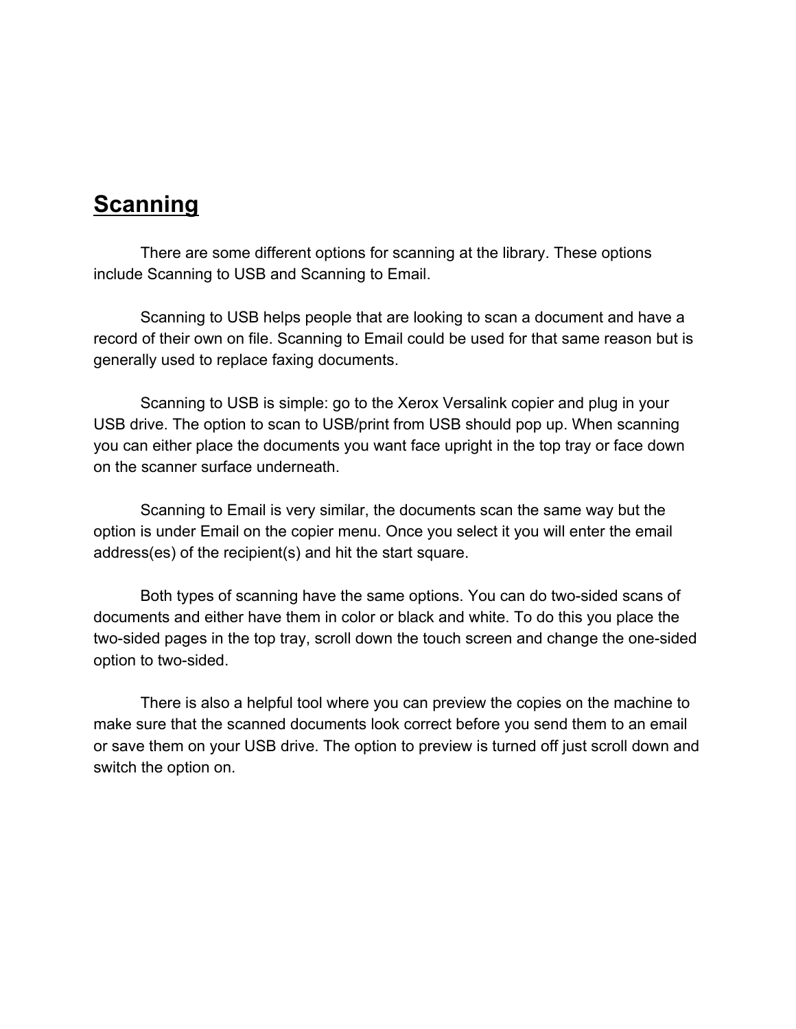## Scanning

There are some different options for scanning at the library. These options include Scanning to USB and Scanning to Email.

Scanning to USB helps people that are looking to scan a document and have a record of their own on file. Scanning to Email could be used for that same reason but is generally used to replace faxing documents.

Scanning to USB is simple: go to the Xerox Versalink copier and plug in your USB drive. The option to scan to USB/print from USB should pop up. When scanning you can either place the documents you want face upright in the top tray or face down on the scanner surface underneath.

Scanning to Email is very similar, the documents scan the same way but the option is under Email on the copier menu. Once you select it you will enter the email address(es) of the recipient(s) and hit the start square.

Both types of scanning have the same options. You can do two-sided scans of documents and either have them in color or black and white. To do this you place the two-sided pages in the top tray, scroll down the touch screen and change the one-sided option to two-sided.

There is also a helpful tool where you can preview the copies on the machine to make sure that the scanned documents look correct before you send them to an email or save them on your USB drive. The option to preview is turned off just scroll down and switch the option on.